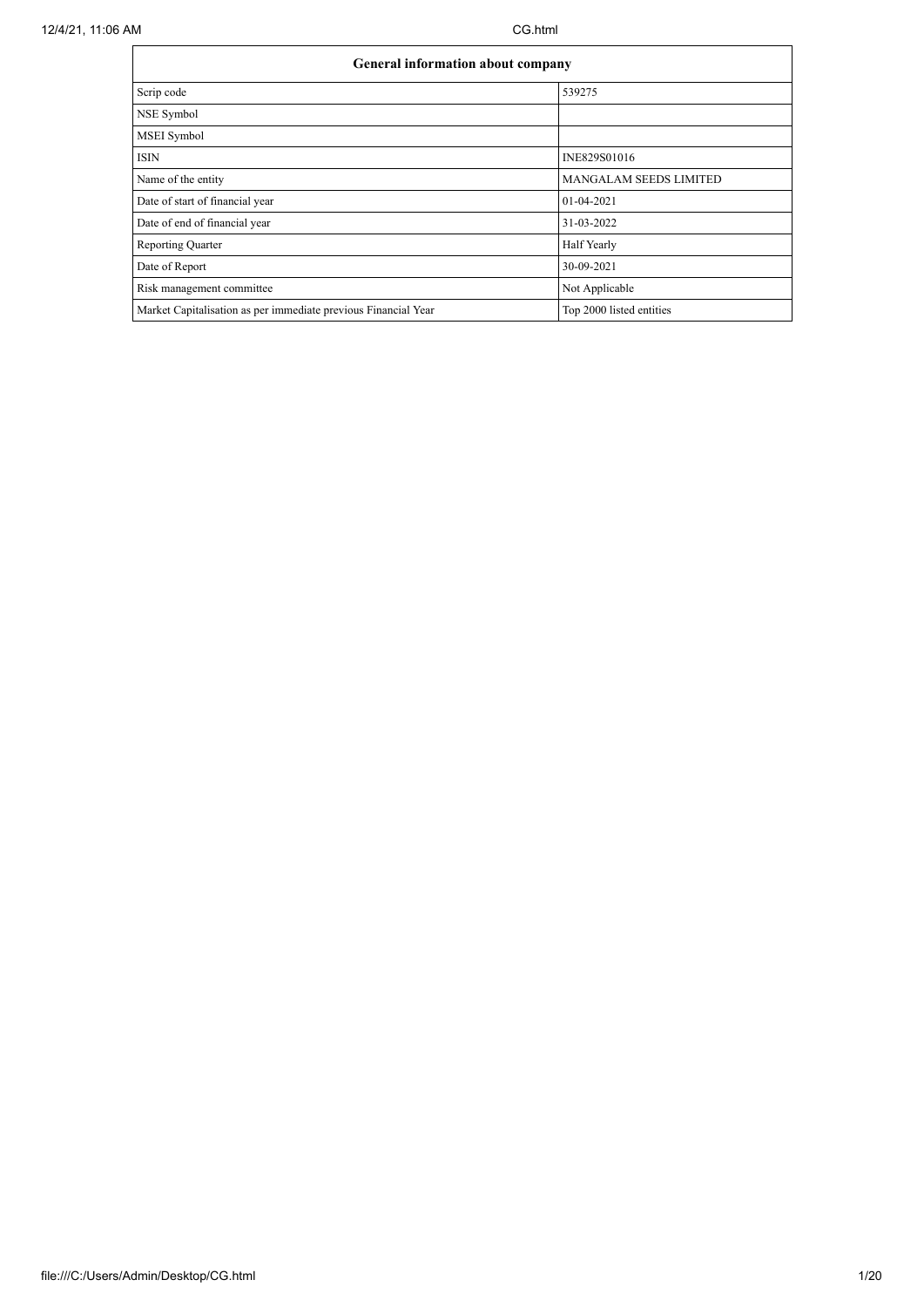| General information about company | |
|---|---|
| Scrip code | 539275 |
| NSE Symbol | |
| MSEI Symbol | |
| ISIN | INE829S01016 |
| Name of the entity | MANGALAM SEEDS LIMITED |
| Date of start of financial year | 01-04-2021 |
| Date of end of financial year | 31-03-2022 |
| Reporting Quarter | Half Yearly |
| Date of Report | 30-09-2021 |
| Risk management committee | Not Applicable |
| Market Capitalisation as per immediate previous Financial Year | Top 2000 listed entities |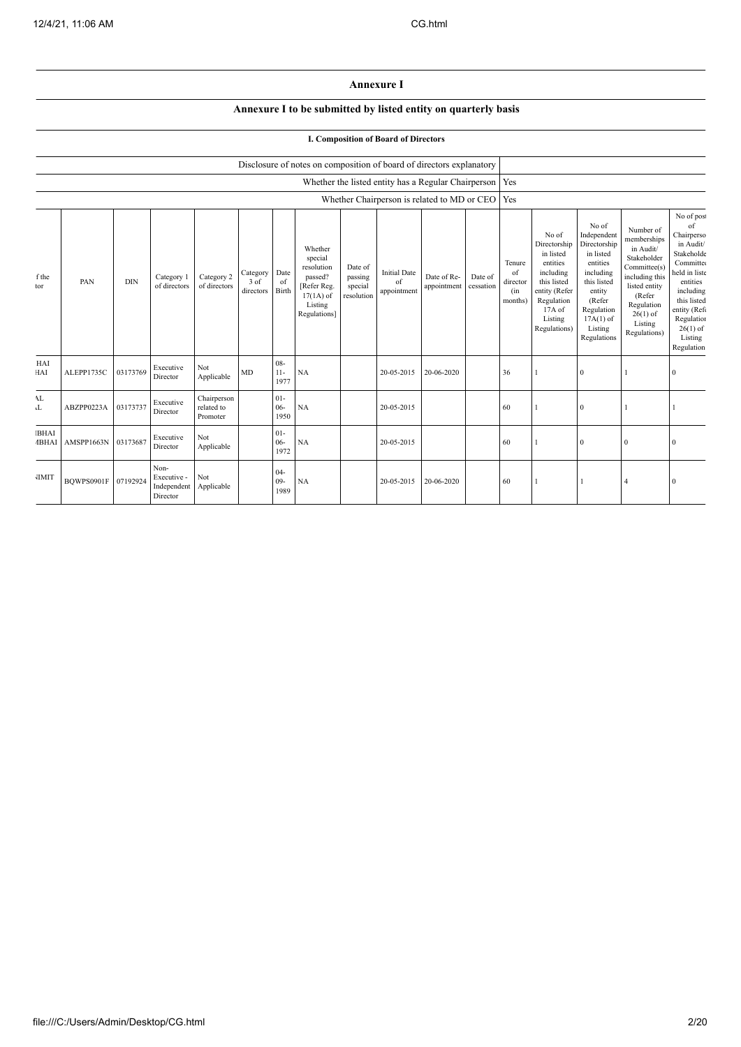## Annexure I

### Annexure I to be submitted by listed entity on quarterly basis

#### I. Composition of Board of Directors

| Disclosure of notes on composition of board of directors explanatory | |
|---|---|
| Whether the listed entity has a Regular Chairperson | Yes |
| Whether Chairperson is related to MD or CEO | Yes |

| f the tor | PAN | DIN | Category 1 of directors | Category 2 of directors | Category 3 of directors | Date of Birth | Whether special resolution passed? [Refer Reg. 17(1A) of Listing Regulations] | Date of passing special resolution | Initial Date of appointment | Date of Re-appointment | Date of cessation | Tenure of director (in months) | No of Directorship in listed entities including this listed entity (Refer Regulation 17A of Listing Regulations) | No of Independent Directorship in listed entities including this listed entity (Refer Regulation 17A(1) of Listing Regulations | Number of memberships in Audit/ Stakeholder Committee(s) including this listed entity (Refer Regulation 26(1) of Listing Regulations) | No of post of Chairperso in Audit/ Stakeholde Committe held in liste entities including this listed entity (Ref Regulatior 26(1) of Listing Regulation |
|---|---|---|---|---|---|---|---|---|---|---|---|---|---|---|---|---|
| HAI HAI | ALEPP1735C | 03173769 | Executive Director | Not Applicable | MD | 08-11-1977 | NA | | 20-05-2015 | 20-06-2020 | | 36 | 1 | 0 | 1 | 0 |
| AL AL | ABZPP0223A | 03173737 | Executive Director | Chairperson related to Promoter | | 01-06-1950 | NA | | 20-05-2015 | | | 60 | 1 | 0 | 1 | 1 |
| IBHAI IBHAI | AMSPP1663N | 03173687 | Executive Director | Not Applicable | | 01-06-1972 | NA | | 20-05-2015 | | | 60 | 1 | 0 | 0 | 0 |
| IIMIT | BQWPS0901F | 07192924 | Non-Executive - Independent Director | Not Applicable | | 04-09-1989 | NA | | 20-05-2015 | 20-06-2020 | | 60 | 1 | 1 | 4 | 0 |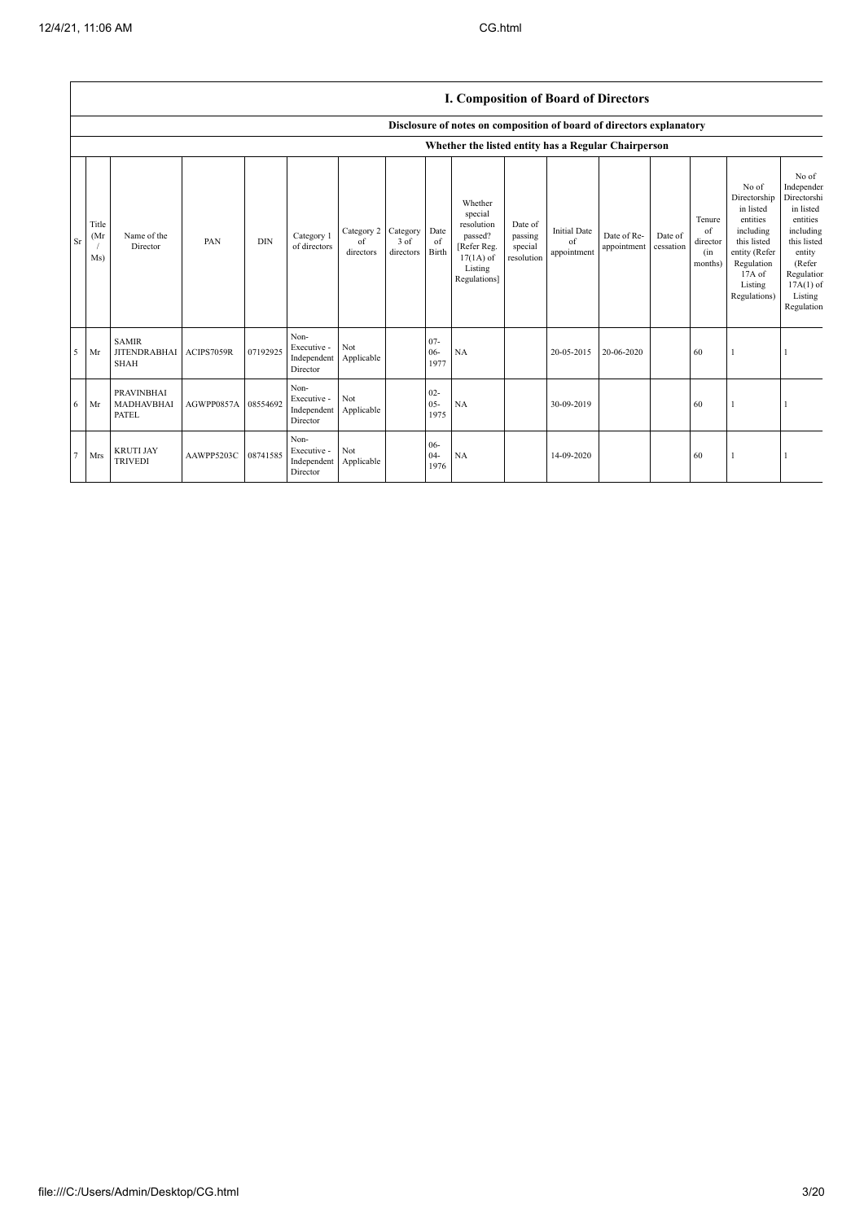## I. Composition of Board of Directors

Disclosure of notes on composition of board of directors explanatory

Whether the listed entity has a Regular Chairperson

| Sr | Title (Mr / Ms) | Name of the Director | PAN | DIN | Category 1 of directors | Category 2 of directors | Category 3 of directors | Date of Birth | Whether special resolution passed? [Refer Reg. 17(1A) of Listing Regulations] | Date of passing special resolution | Initial Date of appointment | Date of Re-appointment | Date of cessation | Tenure of director (in months) | No of Directorship in listed entities including this listed entity (Refer Regulation 17A of Listing Regulations) | No of Independent Directorship in listed entities including this listed entity (Refer Regulation 17A(1) of Listing Regulation |
|---|---|---|---|---|---|---|---|---|---|---|---|---|---|---|---|---|
| 5 | Mr | SAMIR JITENDRABHAI SHAH | ACIPS7059R | 07192925 | Non-Executive - Independent Director | Not Applicable | | 07-06-1977 | NA | | 20-05-2015 | 20-06-2020 | | 60 | 1 | 1 |
| 6 | Mr | PRAVINBHAI MADHAVBHAI PATEL | AGWPP0857A | 08554692 | Non-Executive - Independent Director | Not Applicable | | 02-05-1975 | NA | | 30-09-2019 | | | 60 | 1 | 1 |
| 7 | Mrs | KRUTI JAY TRIVEDI | AAWPP5203C | 08741585 | Non-Executive - Independent Director | Not Applicable | | 06-04-1976 | NA | | 14-09-2020 | | | 60 | 1 | 1 |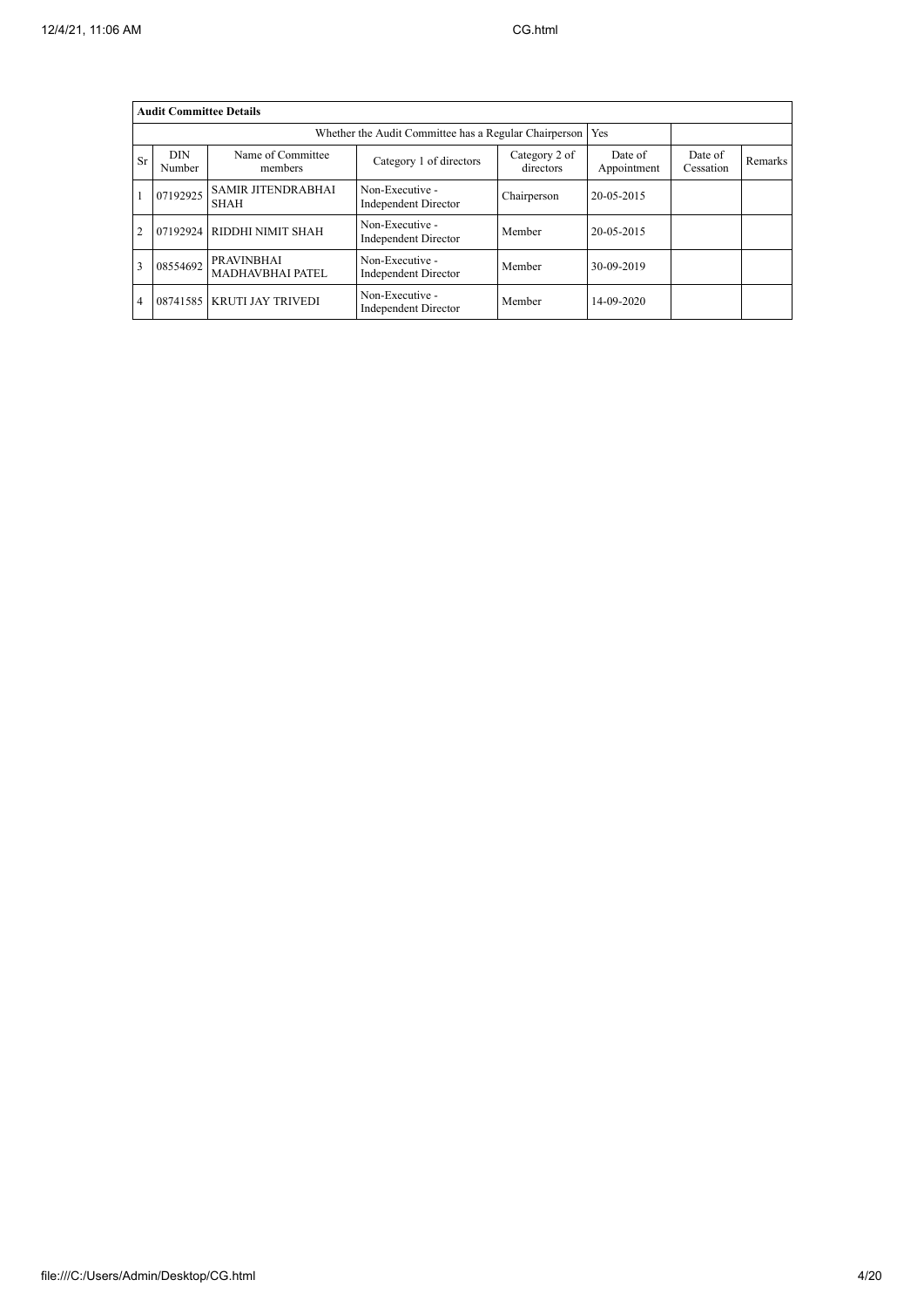| Audit Committee Details | | | | | | | |
|---|---|---|---|---|---|---|---|
| Whether the Audit Committee has a Regular Chairperson | | | | | Yes | | |
| Sr | DIN Number | Name of Committee members | Category 1 of directors | Category 2 of directors | Date of Appointment | Date of Cessation | Remarks |
| 1 | 07192925 | SAMIR JITENDRABHAI SHAH | Non-Executive - Independent Director | Chairperson | 20-05-2015 | | |
| 2 | 07192924 | RIDDHI NIMIT SHAH | Non-Executive - Independent Director | Member | 20-05-2015 | | |
| 3 | 08554692 | PRAVINBHAI MADHAVBHAI PATEL | Non-Executive - Independent Director | Member | 30-09-2019 | | |
| 4 | 08741585 | KRUTI JAY TRIVEDI | Non-Executive - Independent Director | Member | 14-09-2020 | | |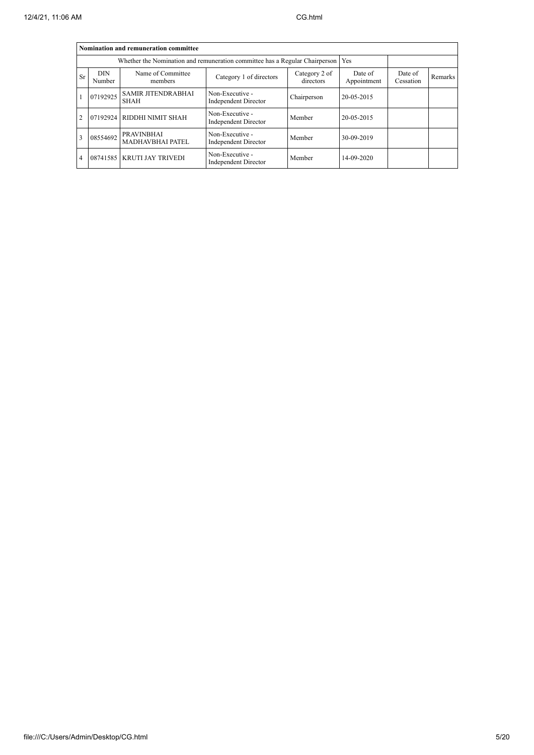| Nomination and remuneration committee | | | | | | | |
|---|---|---|---|---|---|---|---|
| Whether the Nomination and remuneration committee has a Regular Chairperson | | | | | Yes | | |
| Sr | DIN Number | Name of Committee members | Category 1 of directors | Category 2 of directors | Date of Appointment | Date of Cessation | Remarks |
| 1 | 07192925 | SAMIR JITENDRABHAI SHAH | Non-Executive - Independent Director | Chairperson | 20-05-2015 | | |
| 2 | 07192924 | RIDDHI NIMIT SHAH | Non-Executive - Independent Director | Member | 20-05-2015 | | |
| 3 | 08554692 | PRAVINBHAI MADHAVBHAI PATEL | Non-Executive - Independent Director | Member | 30-09-2019 | | |
| 4 | 08741585 | KRUTI JAY TRIVEDI | Non-Executive - Independent Director | Member | 14-09-2020 | | |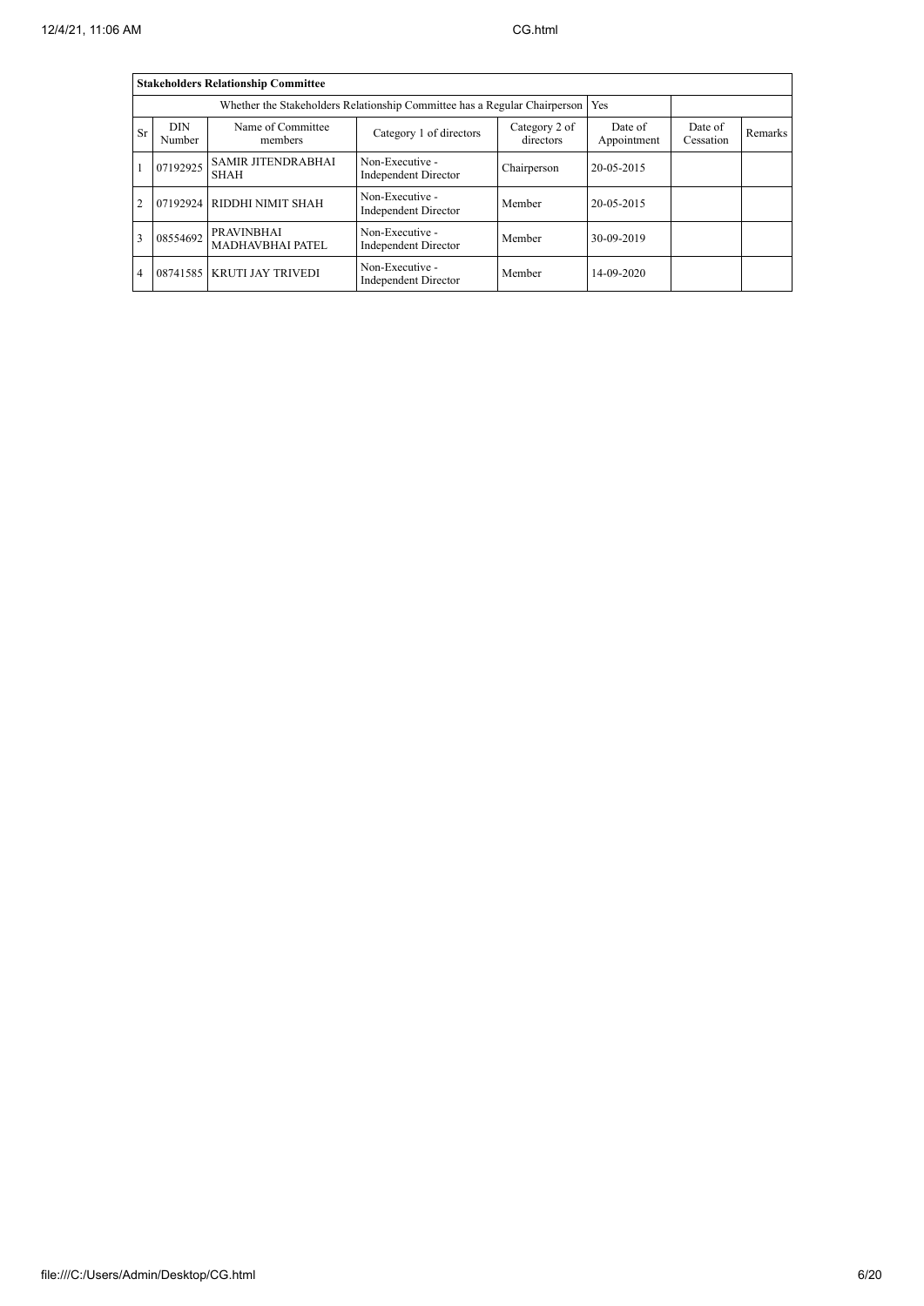| Stakeholders Relationship Committee | | | | | | | |
|---|---|---|---|---|---|---|---|
| Whether the Stakeholders Relationship Committee has a Regular Chairperson | | | | | Yes | | |
| Sr | DIN Number | Name of Committee members | Category 1 of directors | Category 2 of directors | Date of Appointment | Date of Cessation | Remarks |
| 1 | 07192925 | SAMIR JITENDRABHAI SHAH | Non-Executive - Independent Director | Chairperson | 20-05-2015 | | |
| 2 | 07192924 | RIDDHI NIMIT SHAH | Non-Executive - Independent Director | Member | 20-05-2015 | | |
| 3 | 08554692 | PRAVINBHAI MADHAVBHAI PATEL | Non-Executive - Independent Director | Member | 30-09-2019 | | |
| 4 | 08741585 | KRUTI JAY TRIVEDI | Non-Executive - Independent Director | Member | 14-09-2020 | | |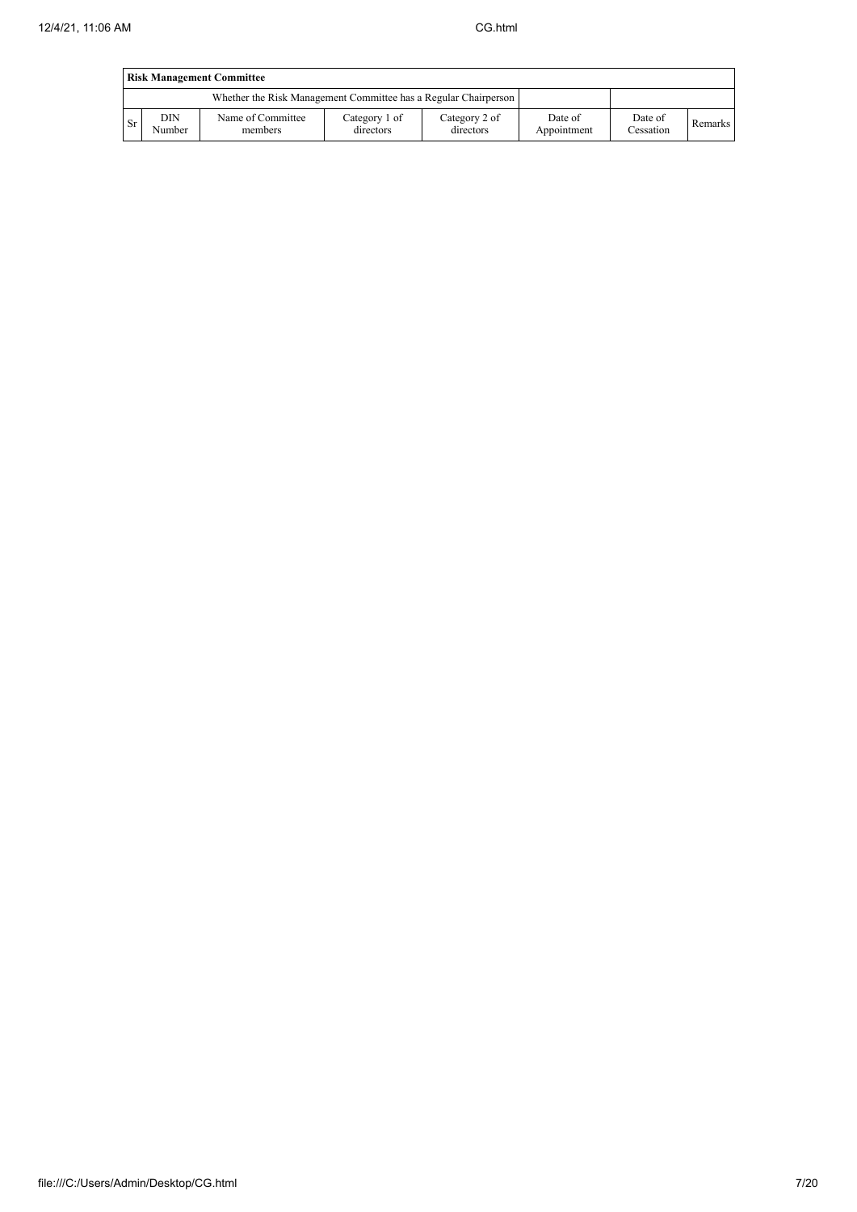| Risk Management Committee | | | | | | | |
|---|---|---|---|---|---|---|---|
| Whether the Risk Management Committee has a Regular Chairperson | | | | | | | |
| Sr | DIN Number | Name of Committee members | Category 1 of directors | Category 2 of directors | Date of Appointment | Date of Cessation | Remarks |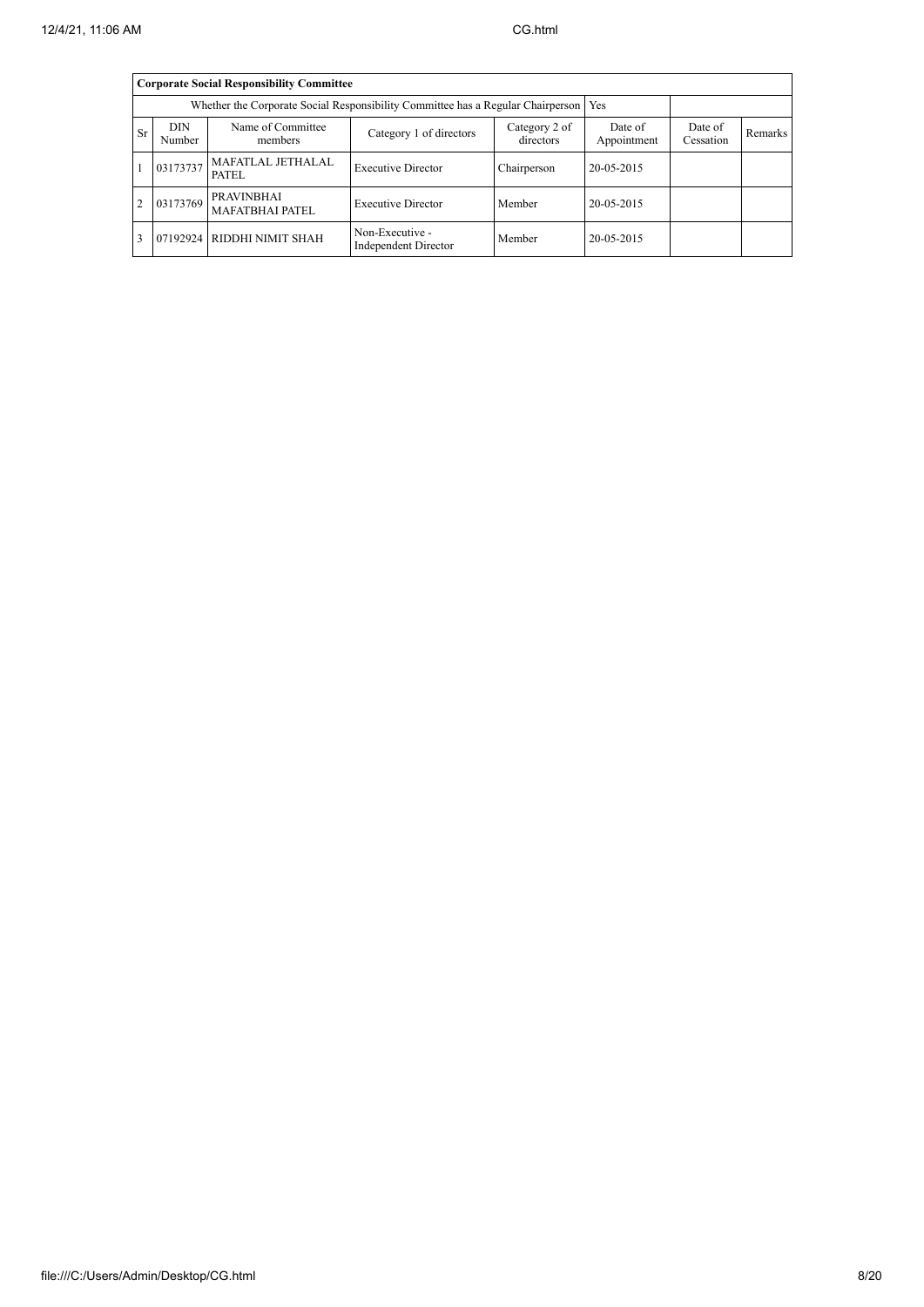| Corporate Social Responsibility Committee | | | | | | | |
|---|---|---|---|---|---|---|---|
| Whether the Corporate Social Responsibility Committee has a Regular Chairperson | | | | | Yes | | |
| Sr | DIN Number | Name of Committee members | Category 1 of directors | Category 2 of directors | Date of Appointment | Date of Cessation | Remarks |
| 1 | 03173737 | MAFATLAL JETHALAL PATEL | Executive Director | Chairperson | 20-05-2015 | | |
| 2 | 03173769 | PRAVINBHAI MAFATBHAI PATEL | Executive Director | Member | 20-05-2015 | | |
| 3 | 07192924 | RIDDHI NIMIT SHAH | Non-Executive - Independent Director | Member | 20-05-2015 | | |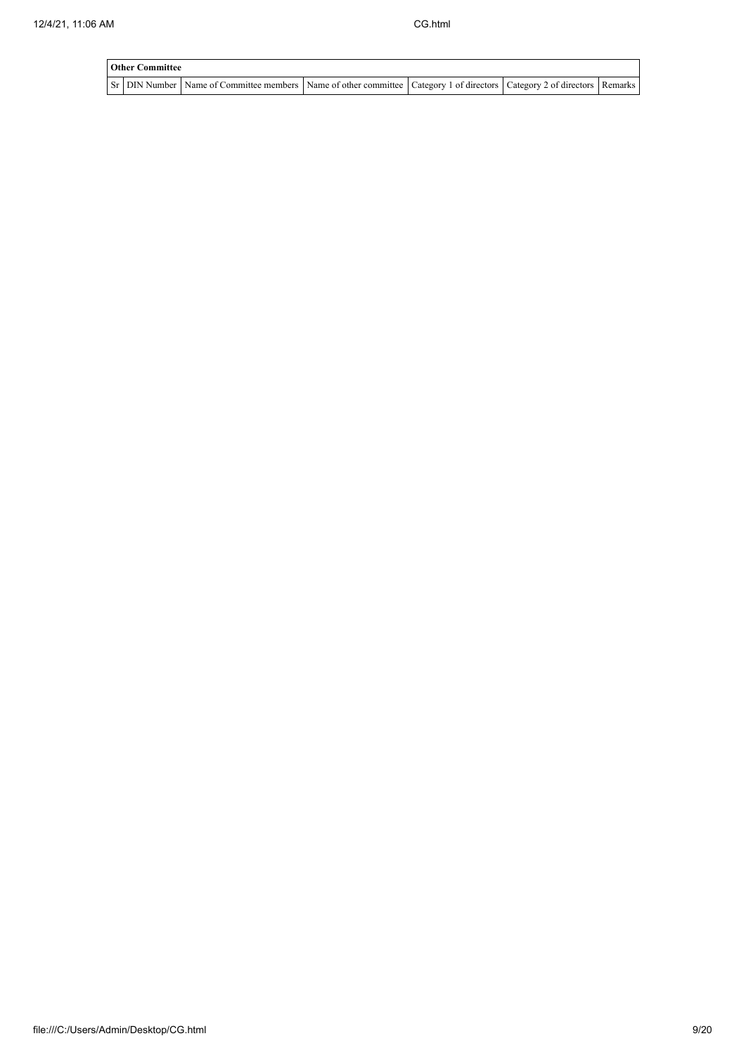| Other Committee | | | | | | |
|---|---|---|---|---|---|---|
| Sr | DIN Number | Name of Committee members | Name of other committee | Category 1 of directors | Category 2 of directors | Remarks |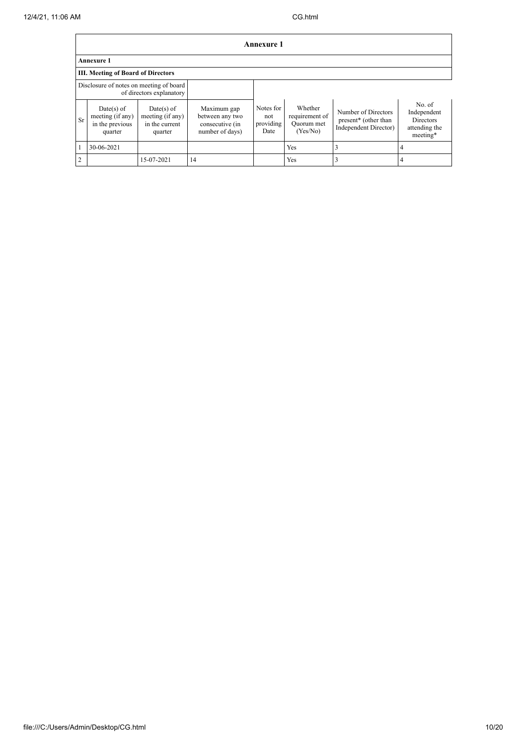## Annexure 1

**Annexure 1**

**III. Meeting of Board of Directors**

| Disclosure of notes on meeting of board of directors explanatory | | | | | | | |
|---|---|---|---|---|---|---|---|
| Sr | Date(s) of meeting (if any) in the previous quarter | Date(s) of meeting (if any) in the current quarter | Maximum gap between any two consecutive (in number of days) | Notes for not providing Date | Whether requirement of Quorum met (Yes/No) | Number of Directors present* (other than Independent Director) | No. of Independent Directors attending the meeting* |
| 1 | 30-06-2021 | | | | Yes | 3 | 4 |
| 2 | | 15-07-2021 | 14 | | Yes | 3 | 4 |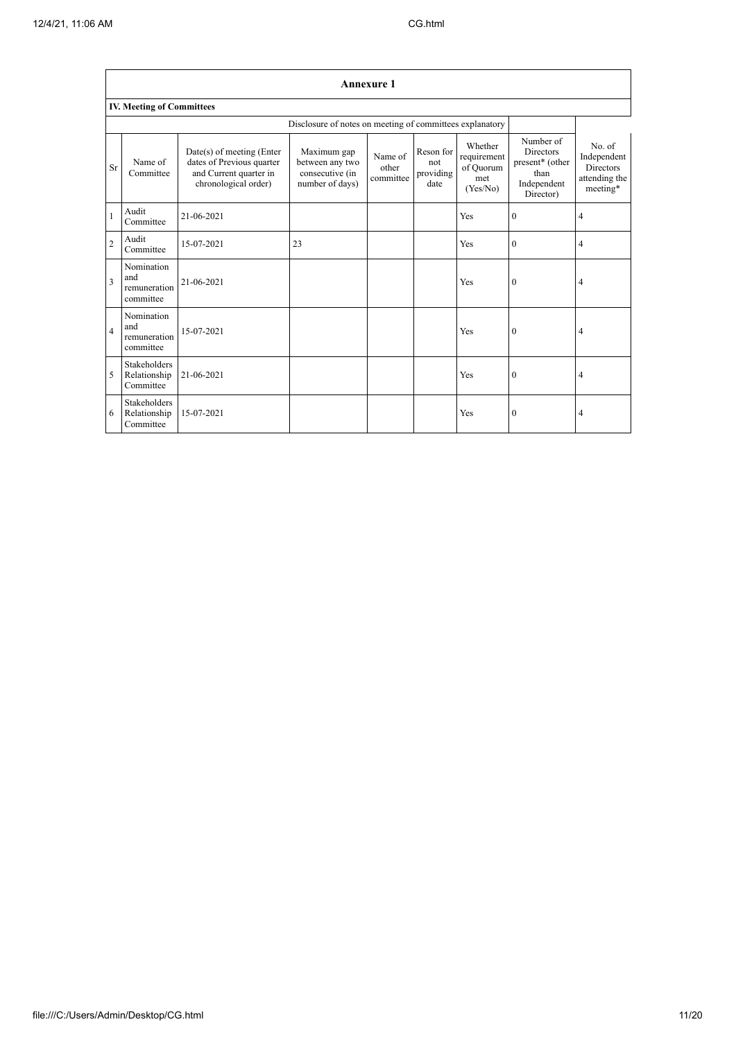## Annexure 1

### IV. Meeting of Committees

| | | | Disclosure of notes on meeting of committees explanatory | | | | | |
|---|---|---|---|---|---|---|---|---|
| Sr | Name of Committee | Date(s) of meeting (Enter dates of Previous quarter and Current quarter in chronological order) | Maximum gap between any two consecutive (in number of days) | Name of other committee | Reson for not providing date | Whether requirement of Quorum met (Yes/No) | Number of Directors present* (other than Independent Director) | No. of Independent Directors attending the meeting* |
| 1 | Audit Committee | 21-06-2021 | | | | Yes | 0 | 4 |
| 2 | Audit Committee | 15-07-2021 | 23 | | | Yes | 0 | 4 |
| 3 | Nomination and remuneration committee | 21-06-2021 | | | | Yes | 0 | 4 |
| 4 | Nomination and remuneration committee | 15-07-2021 | | | | Yes | 0 | 4 |
| 5 | Stakeholders Relationship Committee | 21-06-2021 | | | | Yes | 0 | 4 |
| 6 | Stakeholders Relationship Committee | 15-07-2021 | | | | Yes | 0 | 4 |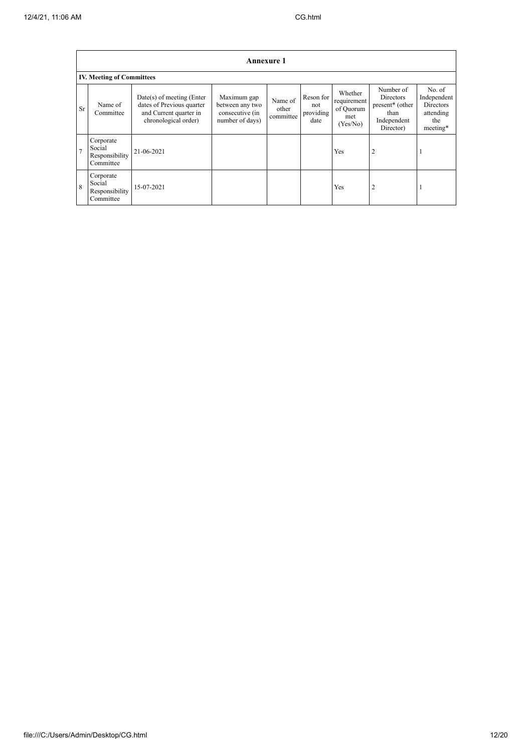| Annexure 1 | | | | | | | | |
|---|---|---|---|---|---|---|---|---|
| **IV. Meeting of Committees** | | | | | | | | |
| Sr | Name of Committee | Date(s) of meeting (Enter dates of Previous quarter and Current quarter in chronological order) | Maximum gap between any two consecutive (in number of days) | Name of other committee | Reson for not providing date | Whether requirement of Quorum met (Yes/No) | Number of Directors present* (other than Independent Director) | No. of Independent Directors attending the meeting* |
| 7 | Corporate Social Responsibility Committee | 21-06-2021 | | | | Yes | 2 | 1 |
| 8 | Corporate Social Responsibility Committee | 15-07-2021 | | | | Yes | 2 | 1 |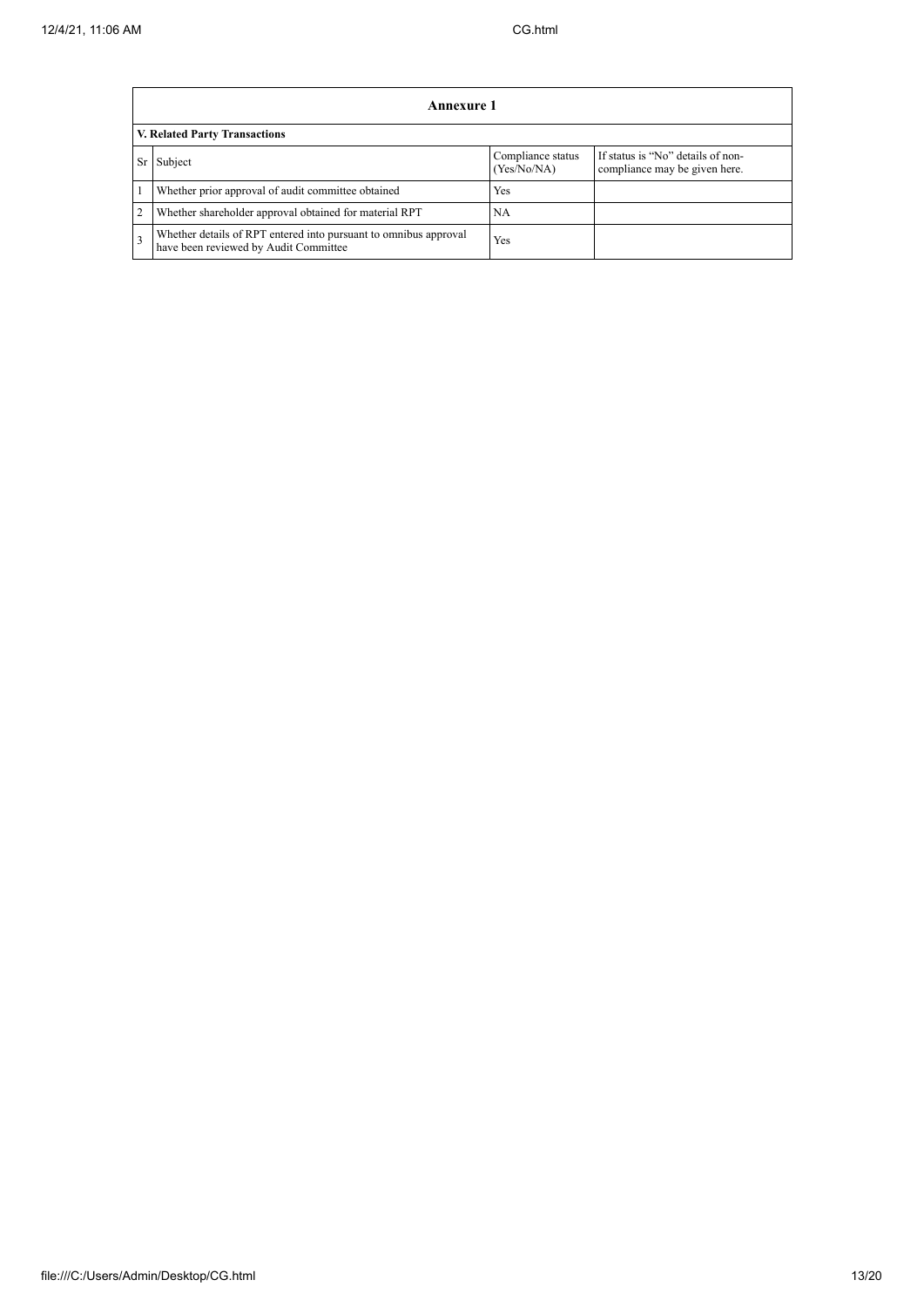| Annexure 1 | | | |
|---|---|---|---|
| **V. Related Party Transactions** | | | |
| Sr | Subject | Compliance status (Yes/No/NA) | If status is "No" details of non-compliance may be given here. |
| 1 | Whether prior approval of audit committee obtained | Yes | |
| 2 | Whether shareholder approval obtained for material RPT | NA | |
| 3 | Whether details of RPT entered into pursuant to omnibus approval have been reviewed by Audit Committee | Yes | |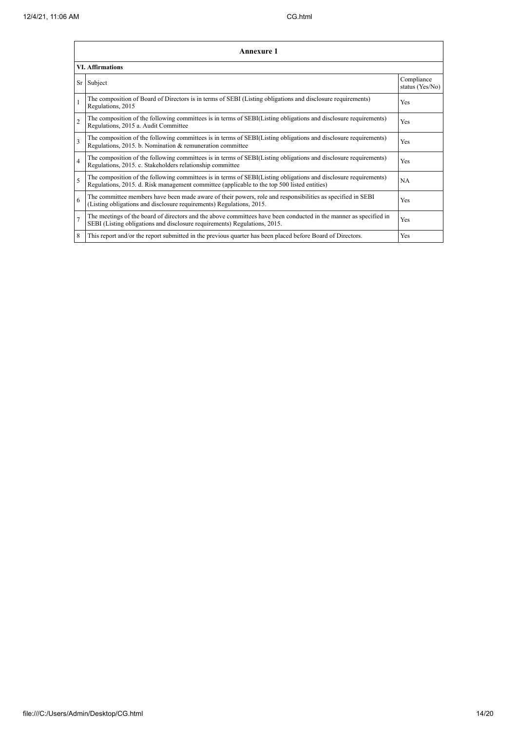## Annexure 1

### VI. Affirmations

| Sr | Subject | Compliance status (Yes/No) |
|---|---|---|
| 1 | The composition of Board of Directors is in terms of SEBI (Listing obligations and disclosure requirements) Regulations, 2015 | Yes |
| 2 | The composition of the following committees is in terms of SEBI(Listing obligations and disclosure requirements) Regulations, 2015 a. Audit Committee | Yes |
| 3 | The composition of the following committees is in terms of SEBI(Listing obligations and disclosure requirements) Regulations, 2015. b. Nomination & remuneration committee | Yes |
| 4 | The composition of the following committees is in terms of SEBI(Listing obligations and disclosure requirements) Regulations, 2015. c. Stakeholders relationship committee | Yes |
| 5 | The composition of the following committees is in terms of SEBI(Listing obligations and disclosure requirements) Regulations, 2015. d. Risk management committee (applicable to the top 500 listed entities) | NA |
| 6 | The committee members have been made aware of their powers, role and responsibilities as specified in SEBI (Listing obligations and disclosure requirements) Regulations, 2015. | Yes |
| 7 | The meetings of the board of directors and the above committees have been conducted in the manner as specified in SEBI (Listing obligations and disclosure requirements) Regulations, 2015. | Yes |
| 8 | This report and/or the report submitted in the previous quarter has been placed before Board of Directors. | Yes |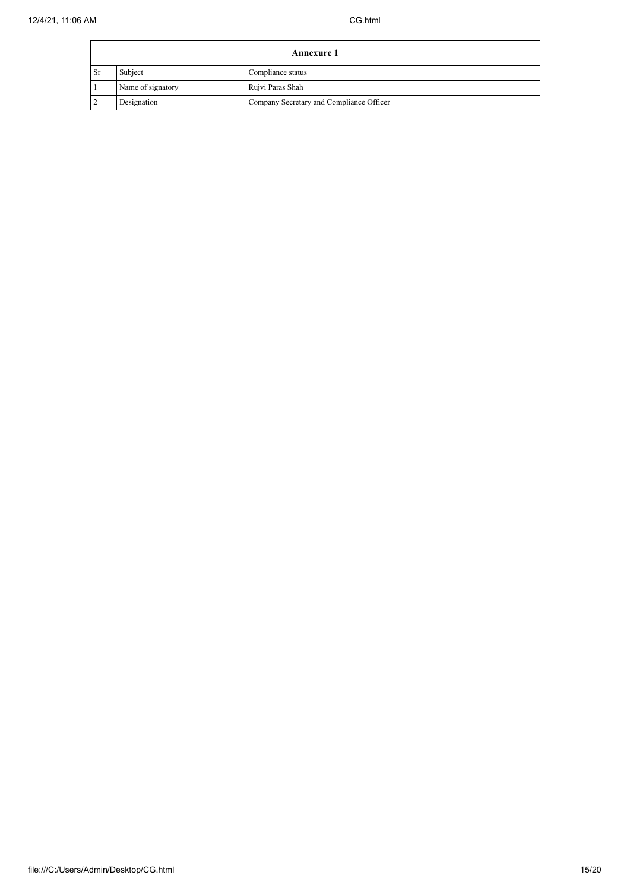| Annexure 1 | | |
|---|---|---|
| Sr | Subject | Compliance status |
| 1 | Name of signatory | Rujvi Paras Shah |
| 2 | Designation | Company Secretary and Compliance Officer |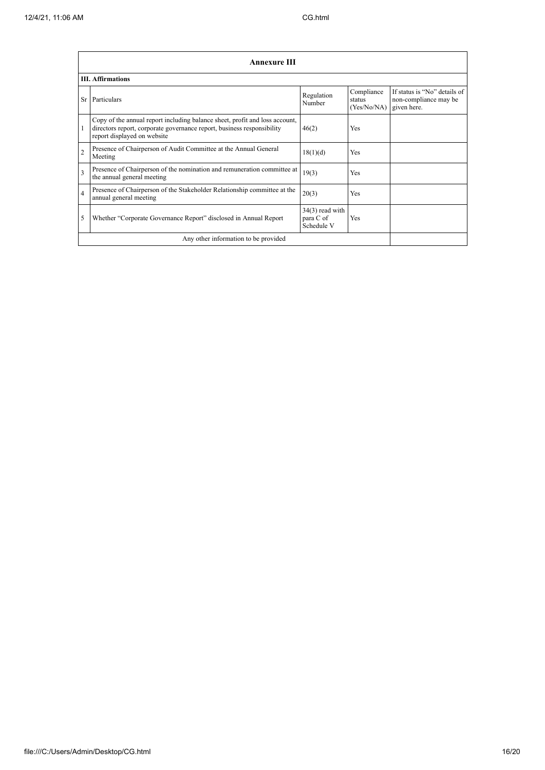| Annexure III | | | | |
|---|---|---|---|---|
| **III. Affirmations** | | | | |
| Sr | Particulars | Regulation Number | Compliance status (Yes/No/NA) | If status is "No" details of non-compliance may be given here. |
| 1 | Copy of the annual report including balance sheet, profit and loss account, directors report, corporate governance report, business responsibility report displayed on website | 46(2) | Yes | |
| 2 | Presence of Chairperson of Audit Committee at the Annual General Meeting | 18(1)(d) | Yes | |
| 3 | Presence of Chairperson of the nomination and remuneration committee at the annual general meeting | 19(3) | Yes | |
| 4 | Presence of Chairperson of the Stakeholder Relationship committee at the annual general meeting | 20(3) | Yes | |
| 5 | Whether "Corporate Governance Report" disclosed in Annual Report | 34(3) read with para C of Schedule V | Yes | |
| Any other information to be provided | | | | |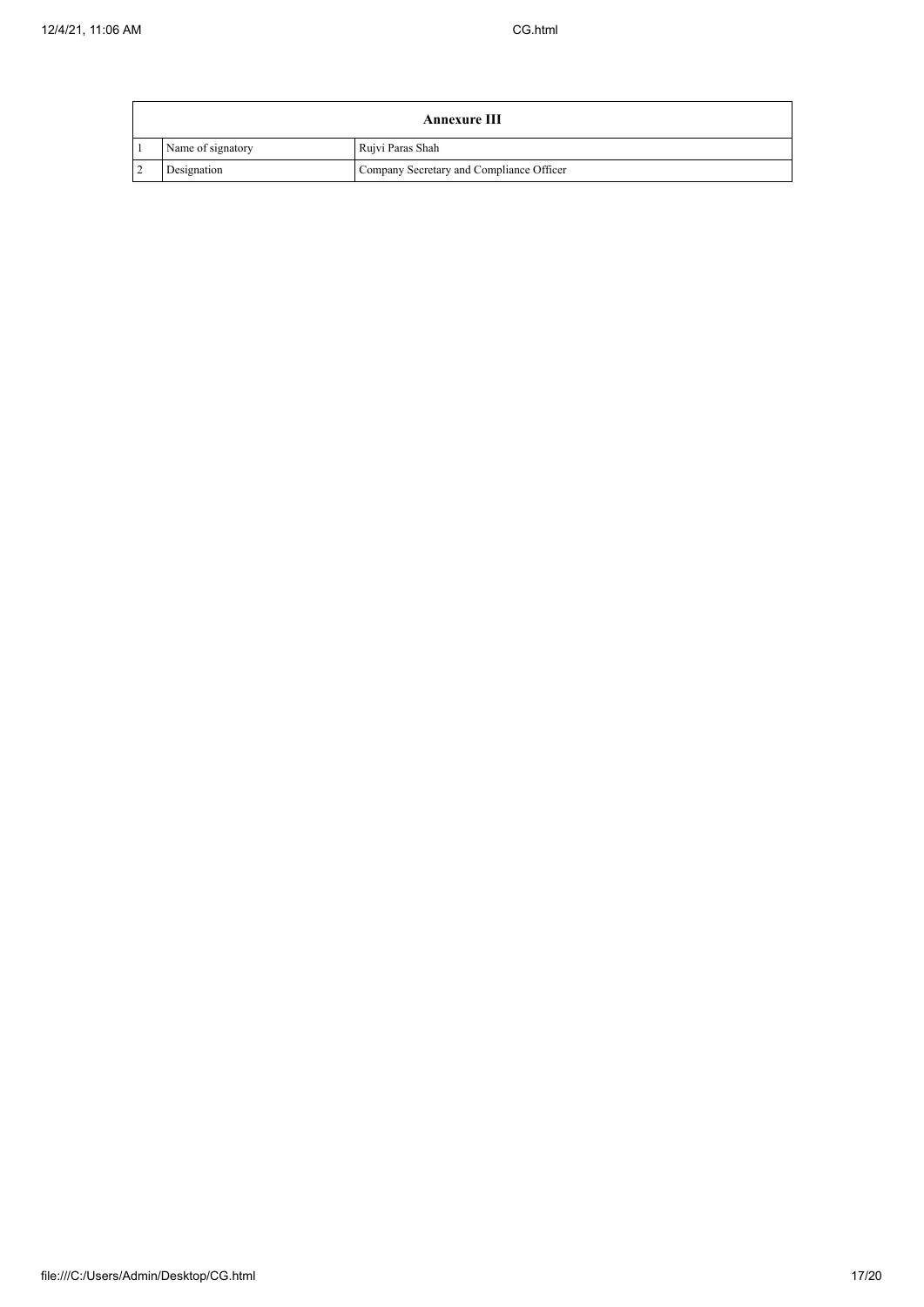| Annexure III | | |
|---|---|---|
| 1 | Name of signatory | Rujvi Paras Shah |
| 2 | Designation | Company Secretary and Compliance Officer |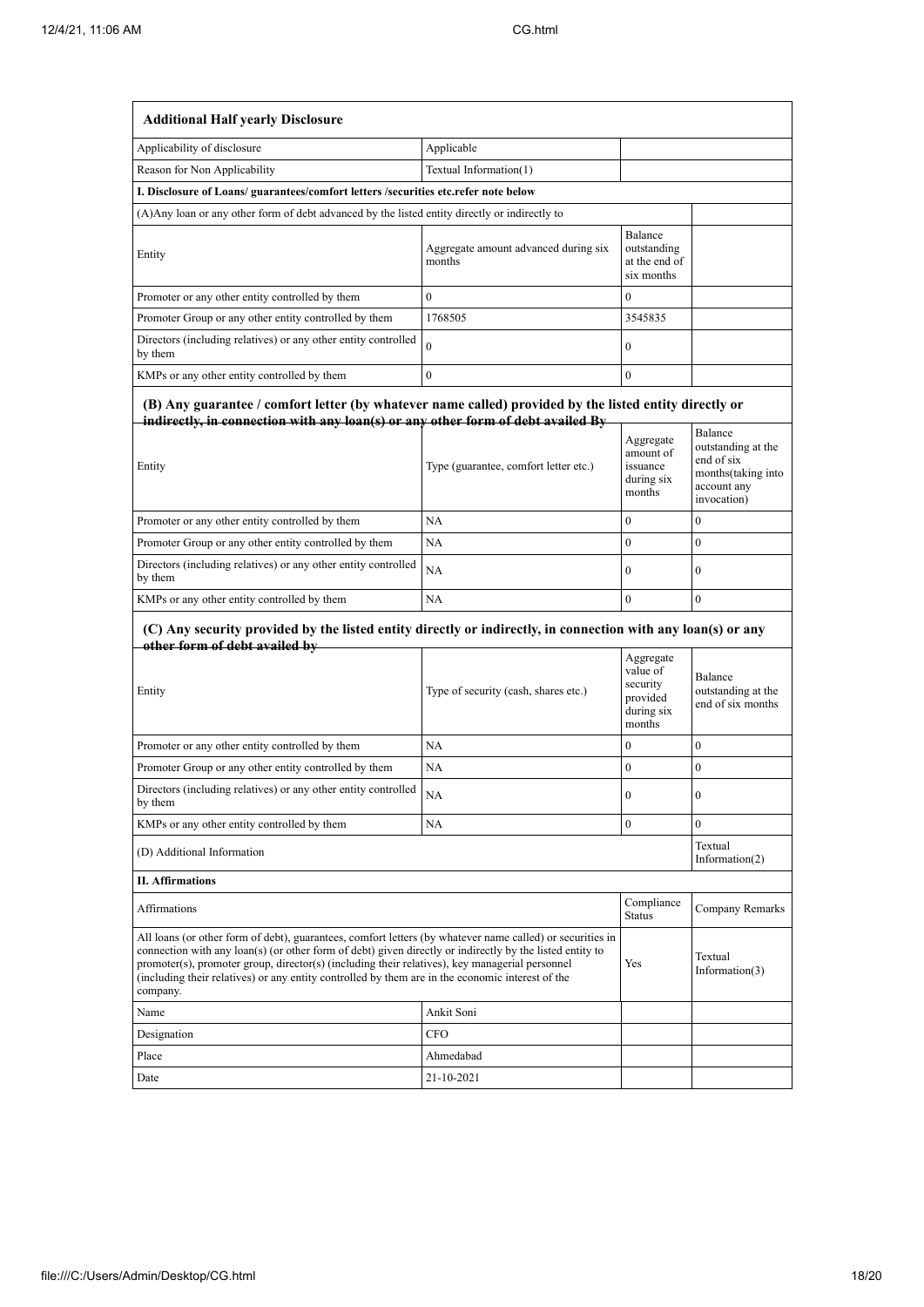| **Additional Half yearly Disclosure** | | | |
|---|---|---|---|
| Applicability of disclosure | Applicable | | |
| Reason for Non Applicability | Textual Information(1) | | |
| **I. Disclosure of Loans/ guarantees/comfort letters /securities etc.refer note below** | | | |
| (A)Any loan or any other form of debt advanced by the listed entity directly or indirectly to | | | |
| Entity | Aggregate amount advanced during six months | Balance outstanding at the end of six months | |
| Promoter or any other entity controlled by them | 0 | 0 | |
| Promoter Group or any other entity controlled by them | 1768505 | 3545835 | |
| Directors (including relatives) or any other entity controlled by them | 0 | 0 | |
| KMPs or any other entity controlled by them | 0 | 0 | |

**(B) Any guarantee / comfort letter (by whatever name called) provided by the listed entity directly or indirectly, in connection with any loan(s) or any other form of debt availed By**

| Entity | Type (guarantee, comfort letter etc.) | Aggregate amount of issuance during six months | Balance outstanding at the end of six months(taking into account any invocation) |
|---|---|---|---|
| Promoter or any other entity controlled by them | NA | 0 | 0 |
| Promoter Group or any other entity controlled by them | NA | 0 | 0 |
| Directors (including relatives) or any other entity controlled by them | NA | 0 | 0 |
| KMPs or any other entity controlled by them | NA | 0 | 0 |

**(C) Any security provided by the listed entity directly or indirectly, in connection with any loan(s) or any other form of debt availed by**

| Entity | Type of security (cash, shares etc.) | Aggregate value of security provided during six months | Balance outstanding at the end of six months |
|---|---|---|---|
| Promoter or any other entity controlled by them | NA | 0 | 0 |
| Promoter Group or any other entity controlled by them | NA | 0 | 0 |
| Directors (including relatives) or any other entity controlled by them | NA | 0 | 0 |
| KMPs or any other entity controlled by them | NA | 0 | 0 |
| (D) Additional Information | | | Textual Information(2) |

| **II. Affirmations** | | | |
|---|---|---|---|
| Affirmations | | Compliance Status | Company Remarks |
| All loans (or other form of debt), guarantees, comfort letters (by whatever name called) or securities in connection with any loan(s) (or other form of debt) given directly or indirectly by the listed entity to promoter(s), promoter group, director(s) (including their relatives), key managerial personnel (including their relatives) or any entity controlled by them are in the economic interest of the company. | | Yes | Textual Information(3) |
| Name | Ankit Soni | | |
| Designation | CFO | | |
| Place | Ahmedabad | | |
| Date | 21-10-2021 | | |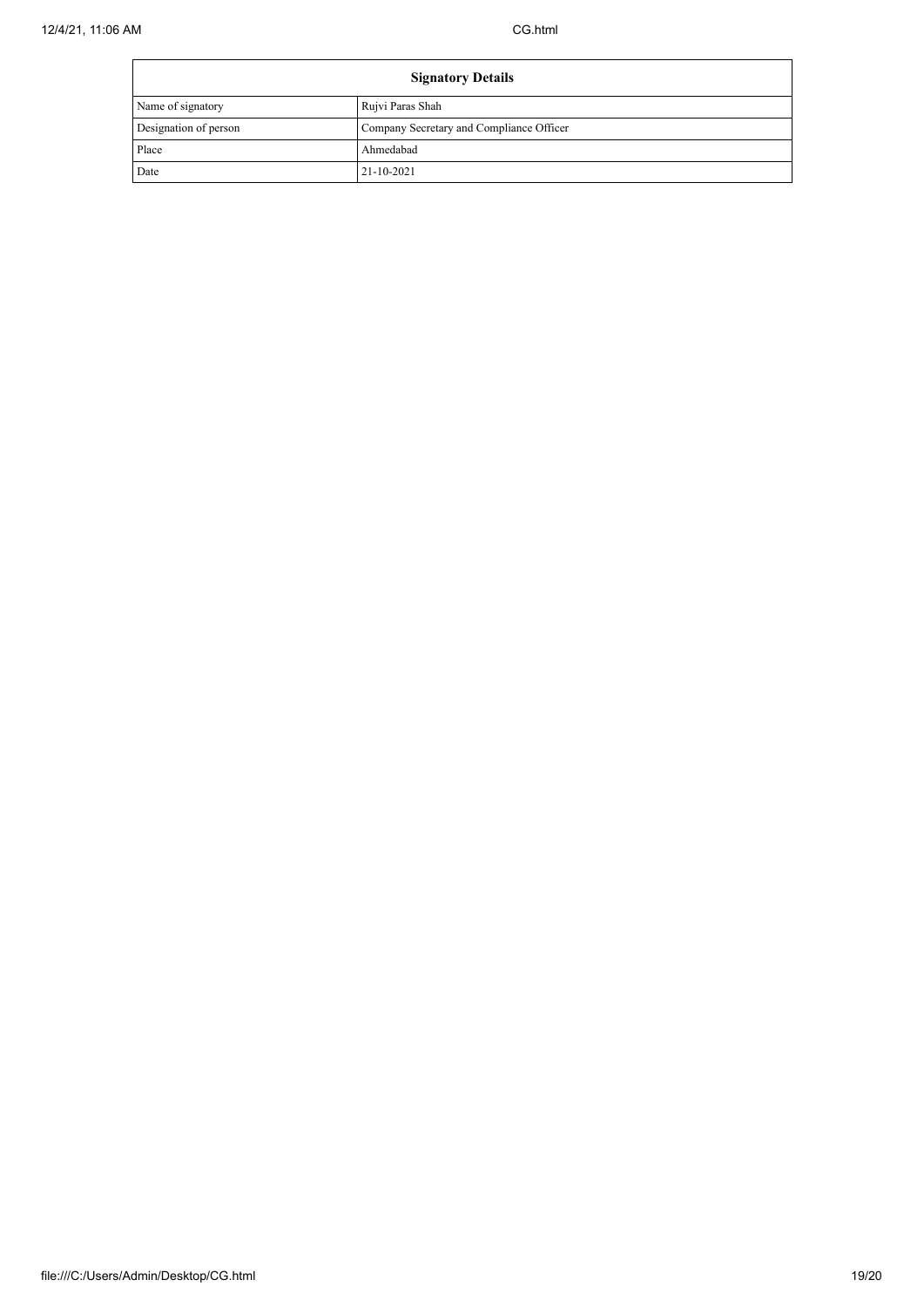| Signatory Details | |
|---|---|
| Name of signatory | Rujvi Paras Shah |
| Designation of person | Company Secretary and Compliance Officer |
| Place | Ahmedabad |
| Date | 21-10-2021 |